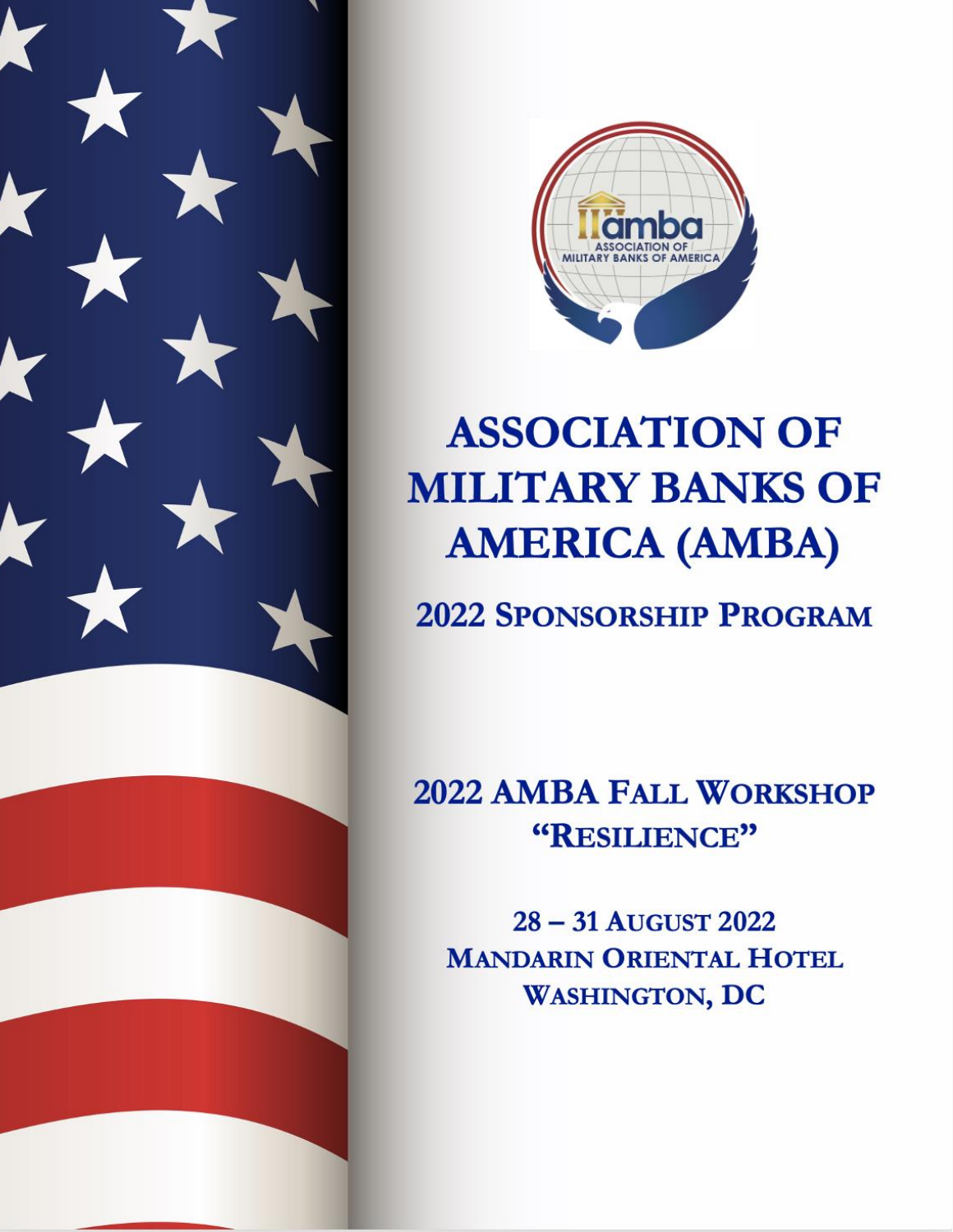# ASSOCIATION OF MILITARY BANKS OF AMERICA (AMBA)

## 2022 SPONSORSHIP PROGRAM

## 2022 AMBA FALL WORKSHOP "RESILIENCE"

**28 – 31 AUGUST 2022**
**MANDARIN ORIENTAL HOTEL**
**WASHINGTON, DC**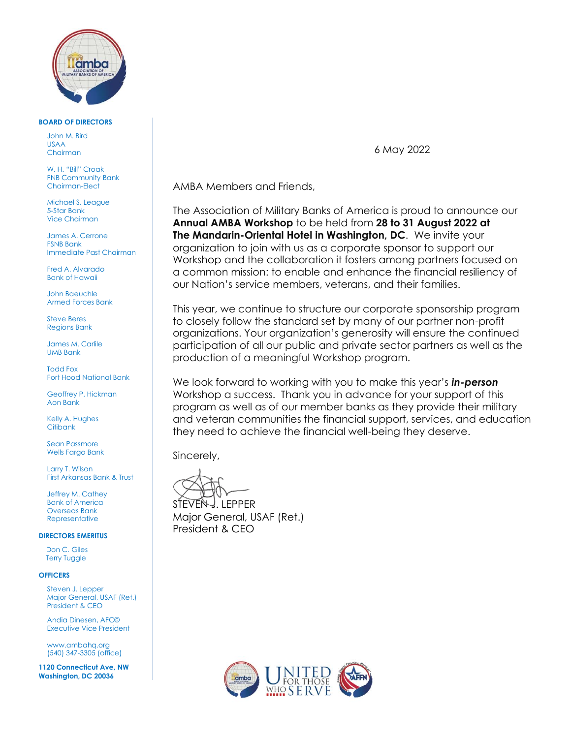**BOARD OF DIRECTORS**

John M. Bird
USAA
Chairman

W. H. "Bill" Croak
FNB Community Bank
Chairman-Elect

Michael S. League
5-Star Bank
Vice Chairman

James A. Cerrone
FSNB Bank
Immediate Past Chairman

Fred A. Alvarado
Bank of Hawaii

John Baeuchle
Armed Forces Bank

Steve Beres
Regions Bank

James M. Carlile
UMB Bank

Todd Fox
Fort Hood National Bank

Geoffrey P. Hickman
Aon Bank

Kelly A. Hughes
Citibank

Sean Passmore
Wells Fargo Bank

Larry T. Wilson
First Arkansas Bank & Trust

Jeffrey M. Cathey
Bank of America
Overseas Bank
Representative

**DIRECTORS EMERITUS**

Don C. Giles
Terry Tuggle

**OFFICERS**

Steven J. Lepper
Major General, USAF (Ret.)
President & CEO

Andia Dinesen, AFC©
Executive Vice President

www.ambahq.org
(540) 347-3305 (office)

**1120 Connecticut Ave, NW**
**Washington, DC 20036**

6 May 2022

AMBA Members and Friends,

The Association of Military Banks of America is proud to announce our **Annual AMBA Workshop** to be held from **28 to 31 August 2022 at The Mandarin-Oriental Hotel in Washington, DC**. We invite your organization to join with us as a corporate sponsor to support our Workshop and the collaboration it fosters among partners focused on a common mission: to enable and enhance the financial resiliency of our Nation's service members, veterans, and their families.

This year, we continue to structure our corporate sponsorship program to closely follow the standard set by many of our partner non-profit organizations. Your organization's generosity will ensure the continued participation of all our public and private sector partners as well as the production of a meaningful Workshop program.

We look forward to working with you to make this year's ***in-person*** Workshop a success. Thank you in advance for your support of this program as well as of our member banks as they provide their military and veteran communities the financial support, services, and education they need to achieve the financial well-being they deserve.

Sincerely,

STEVEN J. LEPPER
Major General, USAF (Ret.)
President & CEO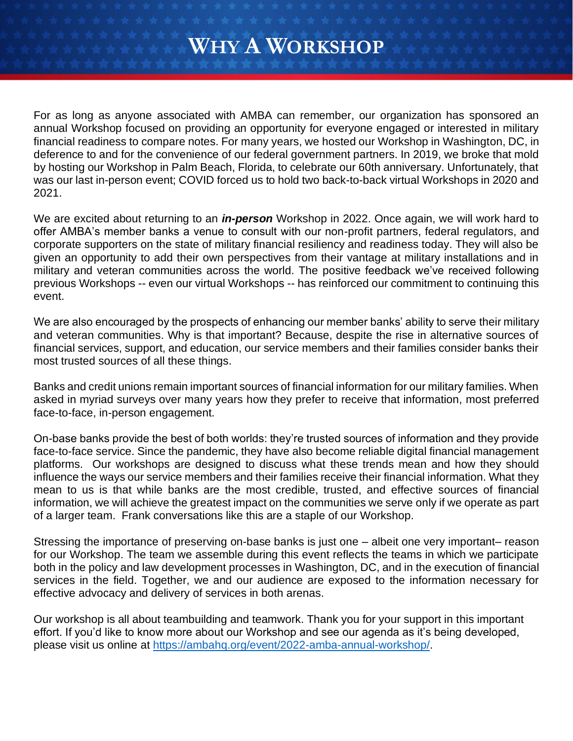# Why A Workshop

For as long as anyone associated with AMBA can remember, our organization has sponsored an annual Workshop focused on providing an opportunity for everyone engaged or interested in military financial readiness to compare notes. For many years, we hosted our Workshop in Washington, DC, in deference to and for the convenience of our federal government partners. In 2019, we broke that mold by hosting our Workshop in Palm Beach, Florida, to celebrate our 60th anniversary. Unfortunately, that was our last in-person event; COVID forced us to hold two back-to-back virtual Workshops in 2020 and 2021.

We are excited about returning to an ***in-person*** Workshop in 2022. Once again, we will work hard to offer AMBA's member banks a venue to consult with our non-profit partners, federal regulators, and corporate supporters on the state of military financial resiliency and readiness today. They will also be given an opportunity to add their own perspectives from their vantage at military installations and in military and veteran communities across the world. The positive feedback we've received following previous Workshops -- even our virtual Workshops -- has reinforced our commitment to continuing this event.

We are also encouraged by the prospects of enhancing our member banks' ability to serve their military and veteran communities. Why is that important? Because, despite the rise in alternative sources of financial services, support, and education, our service members and their families consider banks their most trusted sources of all these things.

Banks and credit unions remain important sources of financial information for our military families. When asked in myriad surveys over many years how they prefer to receive that information, most preferred face-to-face, in-person engagement.

On-base banks provide the best of both worlds: they're trusted sources of information and they provide face-to-face service. Since the pandemic, they have also become reliable digital financial management platforms. Our workshops are designed to discuss what these trends mean and how they should influence the ways our service members and their families receive their financial information. What they mean to us is that while banks are the most credible, trusted, and effective sources of financial information, we will achieve the greatest impact on the communities we serve only if we operate as part of a larger team. Frank conversations like this are a staple of our Workshop.

Stressing the importance of preserving on-base banks is just one – albeit one very important– reason for our Workshop. The team we assemble during this event reflects the teams in which we participate both in the policy and law development processes in Washington, DC, and in the execution of financial services in the field. Together, we and our audience are exposed to the information necessary for effective advocacy and delivery of services in both arenas.

Our workshop is all about teambuilding and teamwork. Thank you for your support in this important effort. If you'd like to know more about our Workshop and see our agenda as it's being developed, please visit us online at [https://ambahq.org/event/2022-amba-annual-workshop/](https://ambahq.org/event/2022-amba-annual-workshop/).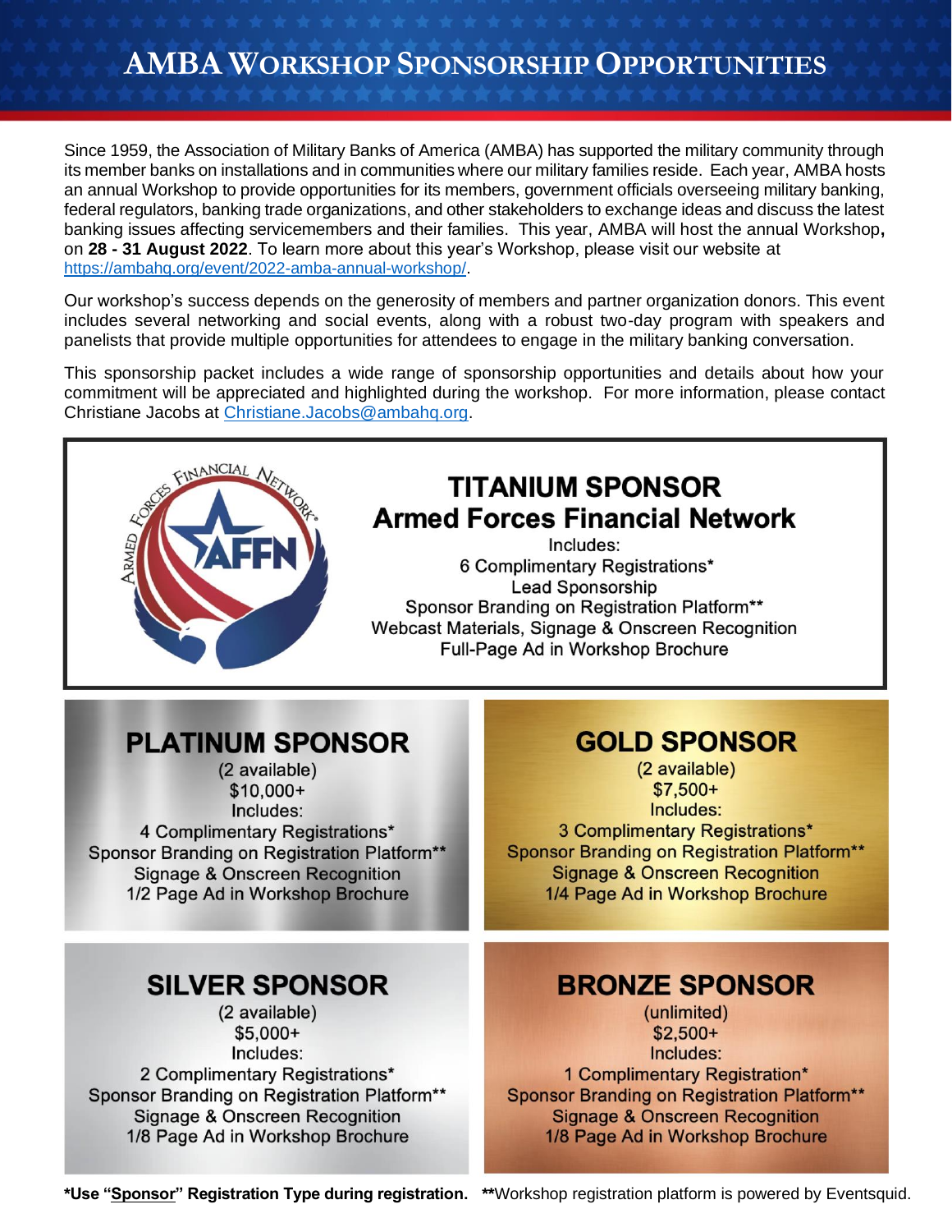# AMBA Workshop Sponsorship Opportunities

Since 1959, the Association of Military Banks of America (AMBA) has supported the military community through its member banks on installations and in communities where our military families reside. Each year, AMBA hosts an annual Workshop to provide opportunities for its members, government officials overseeing military banking, federal regulators, banking trade organizations, and other stakeholders to exchange ideas and discuss the latest banking issues affecting servicemembers and their families. This year, AMBA will host the annual Workshop**,** on **28 - 31 August 2022**. To learn more about this year's Workshop, please visit our website at https://ambahq.org/event/2022-amba-annual-workshop/.

Our workshop's success depends on the generosity of members and partner organization donors. This event includes several networking and social events, along with a robust two-day program with speakers and panelists that provide multiple opportunities for attendees to engage in the military banking conversation.

This sponsorship packet includes a wide range of sponsorship opportunities and details about how your commitment will be appreciated and highlighted during the workshop. For more information, please contact Christiane Jacobs at Christiane.Jacobs@ambahq.org.

## TITANIUM SPONSOR
### Armed Forces Financial Network

Includes:
6 Complimentary Registrations*
Lead Sponsorship
Sponsor Branding on Registration Platform**
Webcast Materials, Signage & Onscreen Recognition
Full-Page Ad in Workshop Brochure

## PLATINUM SPONSOR

(2 available)
$10,000+
Includes:
4 Complimentary Registrations*
Sponsor Branding on Registration Platform**
Signage & Onscreen Recognition
1/2 Page Ad in Workshop Brochure

## GOLD SPONSOR

(2 available)
$7,500+
Includes:
3 Complimentary Registrations*
Sponsor Branding on Registration Platform**
Signage & Onscreen Recognition
1/4 Page Ad in Workshop Brochure

## SILVER SPONSOR

(2 available)
$5,000+
Includes:
2 Complimentary Registrations*
Sponsor Branding on Registration Platform**
Signage & Onscreen Recognition
1/8 Page Ad in Workshop Brochure

## BRONZE SPONSOR

(unlimited)
$2,500+
Includes:
1 Complimentary Registration*
Sponsor Branding on Registration Platform**
Signage & Onscreen Recognition
1/8 Page Ad in Workshop Brochure

**\*Use "Sponsor" Registration Type during registration.** **Workshop registration platform is powered by Eventsquid.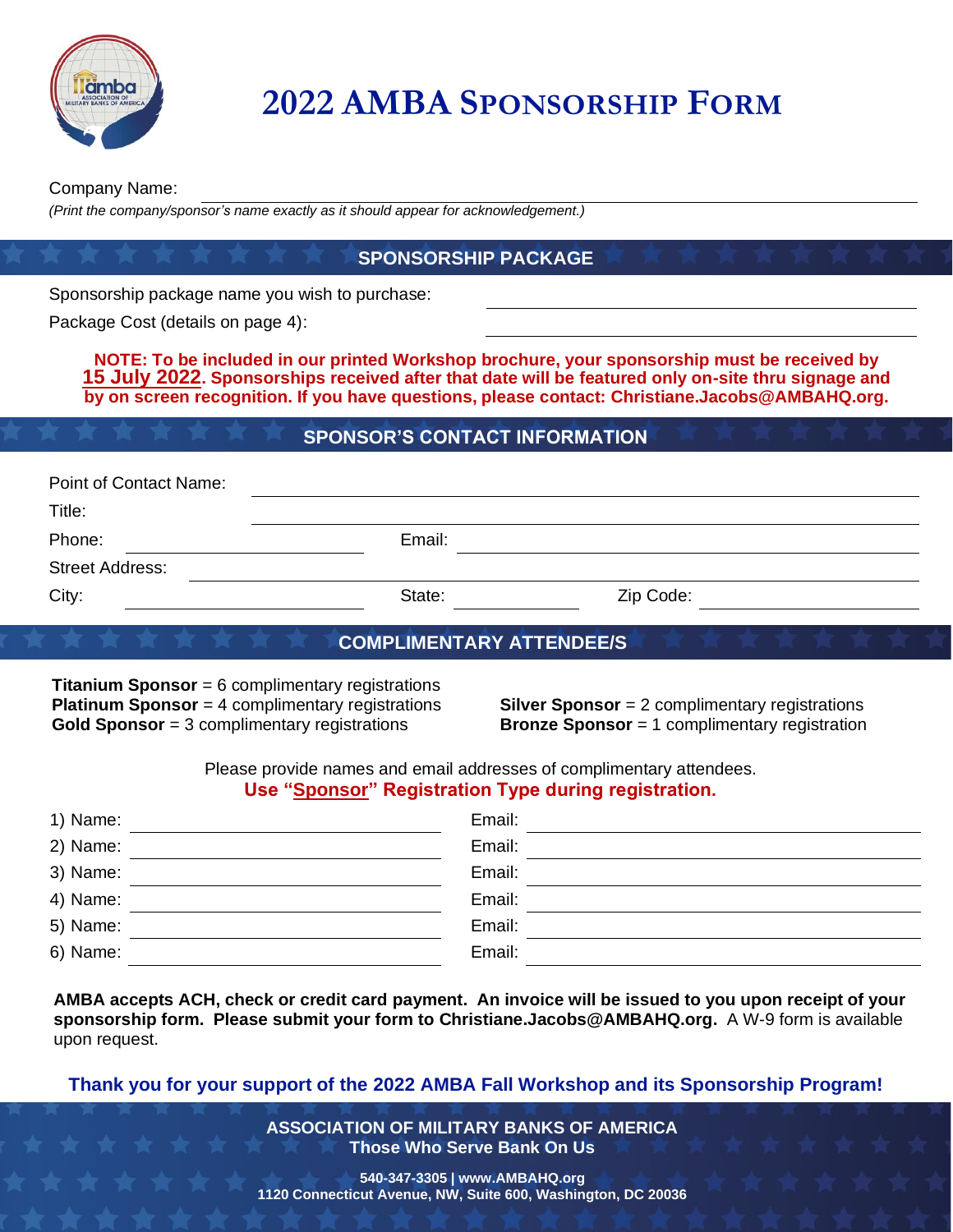# 2022 AMBA Sponsorship Form

Company Name: \_\_\_\_\_\_\_\_\_\_\_\_\_\_\_\_\_\_\_\_\_\_\_\_\_\_\_\_\_\_\_\_\_\_\_\_\_\_\_\_

*(Print the company/sponsor's name exactly as it should appear for acknowledgement.)*

## SPONSORSHIP PACKAGE

Sponsorship package name you wish to purchase: \_\_\_\_\_\_\_\_\_\_\_\_\_\_\_\_\_\_\_\_\_\_\_\_

Package Cost (details on page 4): \_\_\_\_\_\_\_\_\_\_\_\_\_\_\_\_\_\_\_\_\_\_\_\_

**NOTE: To be included in our printed Workshop brochure, your sponsorship must be received by 15 July 2022. Sponsorships received after that date will be featured only on-site thru signage and by on screen recognition. If you have questions, please contact: Christiane.Jacobs@AMBAHQ.org.**

## SPONSOR'S CONTACT INFORMATION

Point of Contact Name: \_\_\_\_\_\_\_\_\_\_\_\_\_\_\_\_\_\_\_\_\_\_\_\_

Title: \_\_\_\_\_\_\_\_\_\_\_\_\_\_\_\_\_\_\_\_\_\_\_\_

Phone: \_\_\_\_\_\_\_\_\_\_\_\_\_\_\_\_ Email: \_\_\_\_\_\_\_\_\_\_\_\_\_\_\_\_\_\_\_\_\_\_\_\_

Street Address: \_\_\_\_\_\_\_\_\_\_\_\_\_\_\_\_\_\_\_\_\_\_\_\_

City: \_\_\_\_\_\_\_\_\_\_\_\_\_\_\_\_ State: \_\_\_\_\_\_\_\_ Zip Code: \_\_\_\_\_\_\_\_\_\_\_\_

## COMPLIMENTARY ATTENDEE/S

**Titanium Sponsor** = 6 complimentary registrations
**Platinum Sponsor** = 4 complimentary registrations
**Gold Sponsor** = 3 complimentary registrations
**Silver Sponsor** = 2 complimentary registrations
**Bronze Sponsor** = 1 complimentary registration

Please provide names and email addresses of complimentary attendees.

**Use "Sponsor" Registration Type during registration.**

| | |
|---|---|
| 1) Name: | Email: |
| 2) Name: | Email: |
| 3) Name: | Email: |
| 4) Name: | Email: |
| 5) Name: | Email: |
| 6) Name: | Email: |

**AMBA accepts ACH, check or credit card payment. An invoice will be issued to you upon receipt of your sponsorship form. Please submit your form to Christiane.Jacobs@AMBAHQ.org.** A W-9 form is available upon request.

**Thank you for your support of the 2022 AMBA Fall Workshop and its Sponsorship Program!**

**ASSOCIATION OF MILITARY BANKS OF AMERICA**
**Those Who Serve Bank On Us**

**540-347-3305 | www.AMBAHQ.org**
**1120 Connecticut Avenue, NW, Suite 600, Washington, DC 20036**